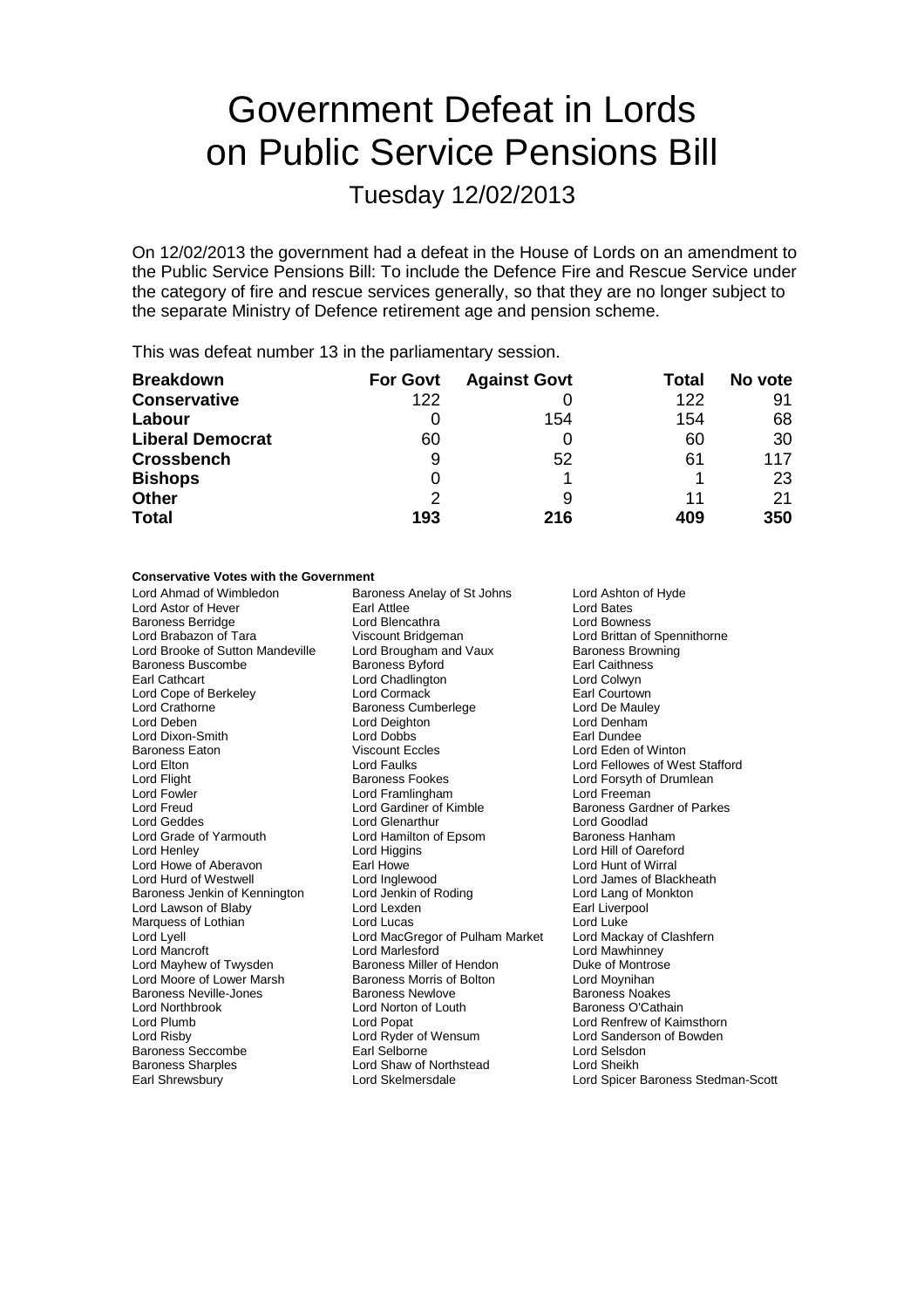# Government Defeat in Lords on Public Service Pensions Bill

## Tuesday 12/02/2013

On 12/02/2013 the government had a defeat in the House of Lords on an amendment to the Public Service Pensions Bill: To include the Defence Fire and Rescue Service under the category of fire and rescue services generally, so that they are no longer subject to the separate Ministry of Defence retirement age and pension scheme.

This was defeat number 13 in the parliamentary session.

| Breakdown | For Govt | Against Govt | Total | No vote |
|---|---|---|---|---|
| **Conservative** | 122 | 0 | 122 | 91 |
| **Labour** | 0 | 154 | 154 | 68 |
| **Liberal Democrat** | 60 | 0 | 60 | 30 |
| **Crossbench** | 9 | 52 | 61 | 117 |
| **Bishops** | 0 | 1 | 1 | 23 |
| **Other** | 2 | 9 | 11 | 21 |
| **Total** | **193** | **216** | **409** | **350** |

**Conservative Votes with the Government**

| | | |
|---|---|---|
| Lord Ahmad of Wimbledon | Baroness Anelay of St Johns | Lord Ashton of Hyde |
| Lord Astor of Hever | Earl Attlee | Lord Bates |
| Baroness Berridge | Lord Blencathra | Lord Bowness |
| Lord Brabazon of Tara | Viscount Bridgeman | Lord Brittan of Spennithorne |
| Lord Brooke of Sutton Mandeville | Lord Brougham and Vaux | Baroness Browning |
| Baroness Buscombe | Baroness Byford | Earl Caithness |
| Earl Cathcart | Lord Chadlington | Lord Colwyn |
| Lord Cope of Berkeley | Lord Cormack | Earl Courtown |
| Lord Crathorne | Baroness Cumberlege | Lord De Mauley |
| Lord Deben | Lord Deighton | Lord Denham |
| Lord Dixon-Smith | Lord Dobbs | Earl Dundee |
| Baroness Eaton | Viscount Eccles | Lord Eden of Winton |
| Lord Elton | Lord Faulks | Lord Fellowes of West Stafford |
| Lord Flight | Baroness Fookes | Lord Forsyth of Drumlean |
| Lord Fowler | Lord Framlingham | Lord Freeman |
| Lord Freud | Lord Gardiner of Kimble | Baroness Gardner of Parkes |
| Lord Geddes | Lord Glenarthur | Lord Goodlad |
| Lord Grade of Yarmouth | Lord Hamilton of Epsom | Baroness Hanham |
| Lord Henley | Lord Higgins | Lord Hill of Oareford |
| Lord Howe of Aberavon | Earl Howe | Lord Hunt of Wirral |
| Lord Hurd of Westwell | Lord Inglewood | Lord James of Blackheath |
| Baroness Jenkin of Kennington | Lord Jenkin of Roding | Lord Lang of Monkton |
| Lord Lawson of Blaby | Lord Lexden | Earl Liverpool |
| Marquess of Lothian | Lord Lucas | Lord Luke |
| Lord Lyell | Lord MacGregor of Pulham Market | Lord Mackay of Clashfern |
| Lord Mancroft | Lord Marlesford | Lord Mawhinney |
| Lord Mayhew of Twysden | Baroness Miller of Hendon | Duke of Montrose |
| Lord Moore of Lower Marsh | Baroness Morris of Bolton | Lord Moynihan |
| Baroness Neville-Jones | Baroness Newlove | Baroness Noakes |
| Lord Northbrook | Lord Norton of Louth | Baroness O'Cathain |
| Lord Plumb | Lord Popat | Lord Renfrew of Kaimsthorn |
| Lord Risby | Lord Ryder of Wensum | Lord Sanderson of Bowden |
| Baroness Seccombe | Earl Selborne | Lord Selsdon |
| Baroness Sharples | Lord Shaw of Northstead | Lord Sheikh |
| Earl Shrewsbury | Lord Skelmersdale | Lord Spicer Baroness Stedman-Scott |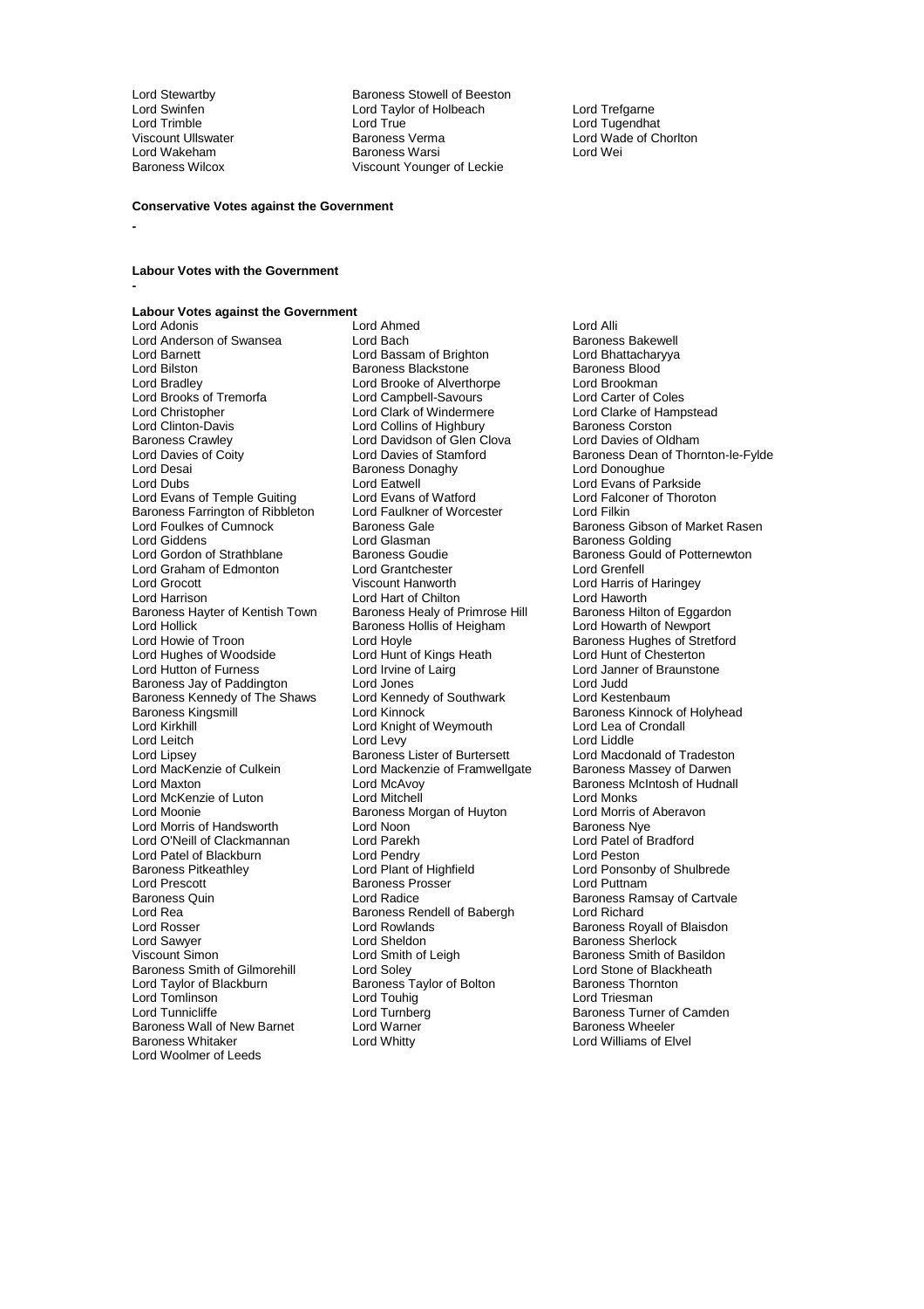Lord Stewartby
Baroness Stowell of Beeston
Lord Swinfen
Lord Taylor of Holbeach
Lord Trefgarne
Lord Trimble
Lord True
Lord Tugendhat
Viscount Ullswater
Baroness Verma
Lord Wade of Chorlton
Lord Wakeham
Baroness Warsi
Lord Wei
Baroness Wilcox
Viscount Younger of Leckie

**Conservative Votes against the Government**

-

**Labour Votes with the Government**

-

**Labour Votes against the Government**

Lord Adonis
Lord Ahmed
Lord Alli
Lord Anderson of Swansea
Lord Bach
Baroness Bakewell
Lord Barnett
Lord Bassam of Brighton
Lord Bhattacharyya
Lord Bilston
Baroness Blackstone
Baroness Blood
Lord Bradley
Lord Brooke of Alverthorpe
Lord Brookman
Lord Brooks of Tremorfa
Lord Campbell-Savours
Lord Carter of Coles
Lord Christopher
Lord Clark of Windermere
Lord Clarke of Hampstead
Lord Clinton-Davis
Lord Collins of Highbury
Baroness Corston
Baroness Crawley
Lord Davidson of Glen Clova
Lord Davies of Oldham
Lord Davies of Coity
Lord Davies of Stamford
Baroness Dean of Thornton-le-Fylde
Lord Desai
Baroness Donaghy
Lord Donoughue
Lord Dubs
Lord Eatwell
Lord Evans of Parkside
Lord Evans of Temple Guiting
Lord Evans of Watford
Lord Falconer of Thoroton
Baroness Farrington of Ribbleton
Lord Faulkner of Worcester
Lord Filkin
Lord Foulkes of Cumnock
Baroness Gale
Baroness Gibson of Market Rasen
Lord Giddens
Lord Glasman
Baroness Golding
Lord Gordon of Strathblane
Baroness Goudie
Baroness Gould of Potternewton
Lord Graham of Edmonton
Lord Grantchester
Lord Grenfell
Lord Grocott
Viscount Hanworth
Lord Harris of Haringey
Lord Harrison
Lord Hart of Chilton
Lord Haworth
Baroness Hayter of Kentish Town
Baroness Healy of Primrose Hill
Baroness Hilton of Eggardon
Lord Hollick
Baroness Hollis of Heigham
Lord Howarth of Newport
Lord Howie of Troon
Lord Hoyle
Baroness Hughes of Stretford
Lord Hughes of Woodside
Lord Hunt of Kings Heath
Lord Hunt of Chesterton
Lord Hutton of Furness
Lord Irvine of Lairg
Lord Janner of Braunstone
Baroness Jay of Paddington
Lord Jones
Lord Judd
Baroness Kennedy of The Shaws
Lord Kennedy of Southwark
Lord Kestenbaum
Baroness Kingsmill
Lord Kinnock
Baroness Kinnock of Holyhead
Lord Kirkhill
Lord Knight of Weymouth
Lord Lea of Crondall
Lord Leitch
Lord Levy
Lord Liddle
Lord Lipsey
Baroness Lister of Burtersett
Lord Macdonald of Tradeston
Lord MacKenzie of Culkein
Lord Mackenzie of Framwellgate
Baroness Massey of Darwen
Lord Maxton
Lord McAvoy
Baroness McIntosh of Hudnall
Lord McKenzie of Luton
Lord Mitchell
Lord Monks
Lord Moonie
Baroness Morgan of Huyton
Lord Morris of Aberavon
Lord Morris of Handsworth
Lord Noon
Baroness Nye
Lord O'Neill of Clackmannan
Lord Parekh
Lord Patel of Bradford
Lord Patel of Blackburn
Lord Pendry
Lord Peston
Baroness Pitkeathley
Lord Plant of Highfield
Lord Ponsonby of Shulbrede
Lord Prescott
Baroness Prosser
Lord Puttnam
Baroness Quin
Lord Radice
Baroness Ramsay of Cartvale
Lord Rea
Baroness Rendell of Babergh
Lord Richard
Lord Rosser
Lord Rowlands
Baroness Royall of Blaisdon
Lord Sawyer
Lord Sheldon
Baroness Sherlock
Viscount Simon
Lord Smith of Leigh
Baroness Smith of Basildon
Baroness Smith of Gilmorehill
Lord Soley
Lord Stone of Blackheath
Lord Taylor of Blackburn
Baroness Taylor of Bolton
Baroness Thornton
Lord Tomlinson
Lord Touhig
Lord Triesman
Lord Tunnicliffe
Lord Turnberg
Baroness Turner of Camden
Baroness Wall of New Barnet
Lord Warner
Baroness Wheeler
Baroness Whitaker
Lord Whitty
Lord Williams of Elvel
Lord Woolmer of Leeds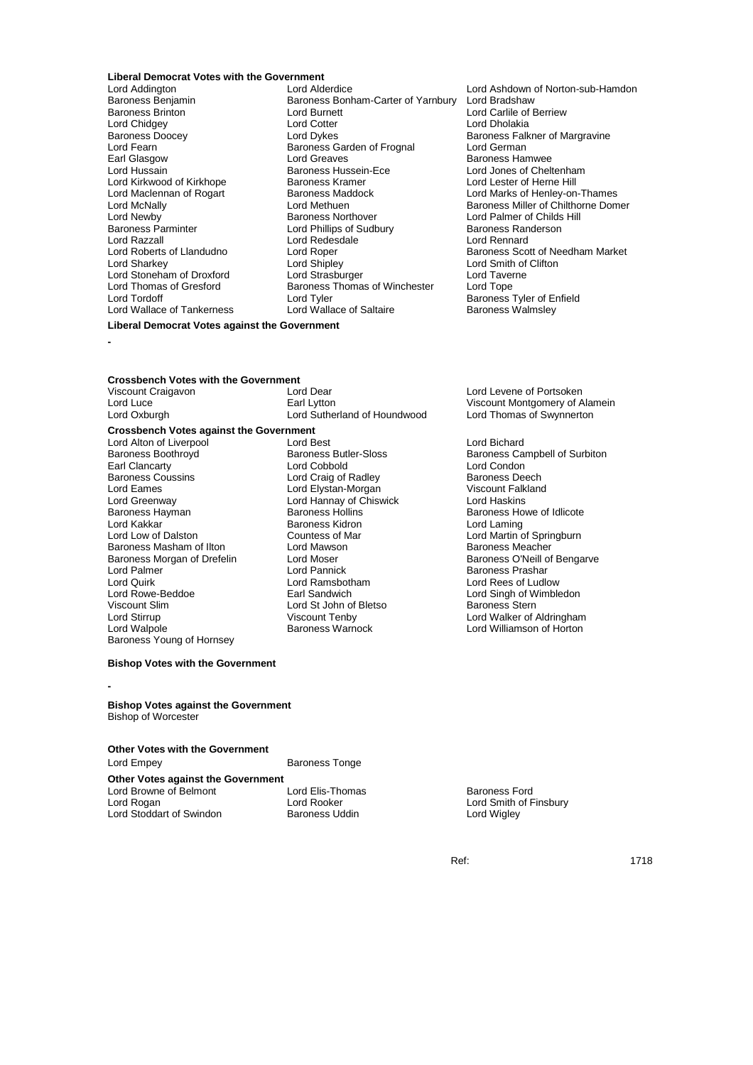**Liberal Democrat Votes with the Government**

Lord Addington
Lord Alderdice
Lord Ashdown of Norton-sub-Hamdon
Baroness Benjamin
Baroness Bonham-Carter of Yarnbury
Lord Bradshaw
Baroness Brinton
Lord Burnett
Lord Carlile of Berriew
Lord Chidgey
Lord Cotter
Lord Dholakia
Baroness Doocey
Lord Dykes
Baroness Falkner of Margravine
Lord Fearn
Baroness Garden of Frognal
Lord German
Earl Glasgow
Lord Greaves
Baroness Hamwee
Lord Hussain
Baroness Hussein-Ece
Lord Jones of Cheltenham
Lord Kirkwood of Kirkhope
Baroness Kramer
Lord Lester of Herne Hill
Lord Maclennan of Rogart
Baroness Maddock
Lord Marks of Henley-on-Thames
Lord McNally
Lord Methuen
Baroness Miller of Chilthorne Domer
Lord Newby
Baroness Northover
Lord Palmer of Childs Hill
Baroness Parminter
Lord Phillips of Sudbury
Baroness Randerson
Lord Razzall
Lord Redesdale
Lord Rennard
Lord Roberts of Llandudno
Lord Roper
Baroness Scott of Needham Market
Lord Sharkey
Lord Shipley
Lord Smith of Clifton
Lord Stoneham of Droxford
Lord Strasburger
Lord Taverne
Lord Thomas of Gresford
Baroness Thomas of Winchester
Lord Tope
Lord Tordoff
Lord Tyler
Baroness Tyler of Enfield
Lord Wallace of Tankerness
Lord Wallace of Saltaire
Baroness Walmsley

**Liberal Democrat Votes against the Government**

-

**Crossbench Votes with the Government**

Viscount Craigavon
Lord Dear
Lord Levene of Portsoken
Lord Luce
Earl Lytton
Viscount Montgomery of Alamein
Lord Oxburgh
Lord Sutherland of Houndwood
Lord Thomas of Swynnerton

**Crossbench Votes against the Government**

Lord Alton of Liverpool
Lord Best
Lord Bichard
Baroness Boothroyd
Baroness Butler-Sloss
Baroness Campbell of Surbiton
Earl Clancarty
Lord Cobbold
Lord Condon
Baroness Coussins
Lord Craig of Radley
Baroness Deech
Lord Eames
Lord Elystan-Morgan
Viscount Falkland
Lord Greenway
Lord Hannay of Chiswick
Lord Haskins
Baroness Hayman
Baroness Hollins
Baroness Howe of Idlicote
Lord Kakkar
Baroness Kidron
Lord Laming
Lord Low of Dalston
Countess of Mar
Lord Martin of Springburn
Baroness Masham of Ilton
Lord Mawson
Baroness Meacher
Baroness Morgan of Drefelin
Lord Moser
Baroness O'Neill of Bengarve
Lord Palmer
Lord Pannick
Baroness Prashar
Lord Quirk
Lord Ramsbotham
Lord Rees of Ludlow
Lord Rowe-Beddoe
Earl Sandwich
Lord Singh of Wimbledon
Viscount Slim
Lord St John of Bletso
Baroness Stern
Lord Stirrup
Viscount Tenby
Lord Walker of Aldringham
Lord Walpole
Baroness Warnock
Lord Williamson of Horton
Baroness Young of Hornsey

**Bishop Votes with the Government**

-

**Bishop Votes against the Government**

Bishop of Worcester

**Other Votes with the Government**

Lord Empey
Baroness Tonge

**Other Votes against the Government**

Lord Browne of Belmont
Lord Elis-Thomas
Baroness Ford
Lord Rogan
Lord Rooker
Lord Smith of Finsbury
Lord Stoddart of Swindon
Baroness Uddin
Lord Wigley

Ref: 1718